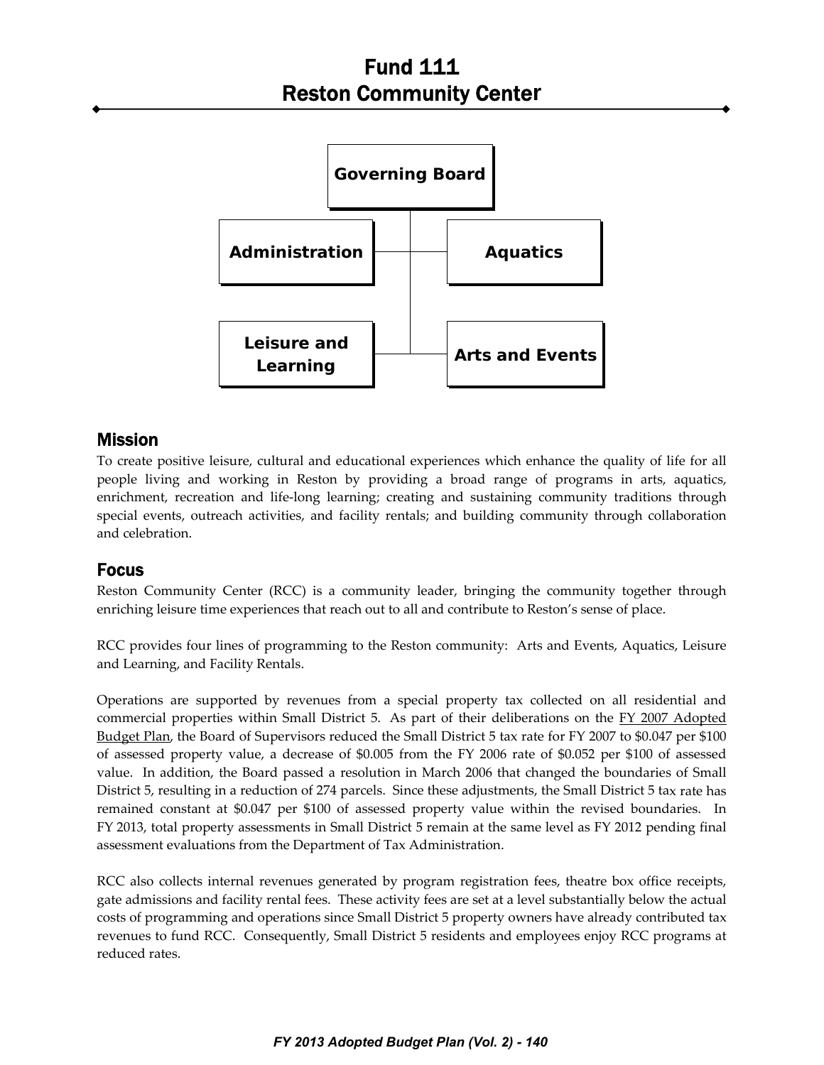# Fund 111
# Reston Community Center

Governing Board

Administration

Aquatics

Leisure and Learning

Arts and Events

## Mission

To create positive leisure, cultural and educational experiences which enhance the quality of life for all people living and working in Reston by providing a broad range of programs in arts, aquatics, enrichment, recreation and life-long learning; creating and sustaining community traditions through special events, outreach activities, and facility rentals; and building community through collaboration and celebration.

## Focus

Reston Community Center (RCC) is a community leader, bringing the community together through enriching leisure time experiences that reach out to all and contribute to Reston's sense of place.

RCC provides four lines of programming to the Reston community: Arts and Events, Aquatics, Leisure and Learning, and Facility Rentals.

Operations are supported by revenues from a special property tax collected on all residential and commercial properties within Small District 5. As part of their deliberations on the FY 2007 Adopted Budget Plan, the Board of Supervisors reduced the Small District 5 tax rate for FY 2007 to $0.047 per $100 of assessed property value, a decrease of $0.005 from the FY 2006 rate of $0.052 per $100 of assessed value. In addition, the Board passed a resolution in March 2006 that changed the boundaries of Small District 5, resulting in a reduction of 274 parcels. Since these adjustments, the Small District 5 tax rate has remained constant at $0.047 per $100 of assessed property value within the revised boundaries. In FY 2013, total property assessments in Small District 5 remain at the same level as FY 2012 pending final assessment evaluations from the Department of Tax Administration.

RCC also collects internal revenues generated by program registration fees, theatre box office receipts, gate admissions and facility rental fees. These activity fees are set at a level substantially below the actual costs of programming and operations since Small District 5 property owners have already contributed tax revenues to fund RCC. Consequently, Small District 5 residents and employees enjoy RCC programs at reduced rates.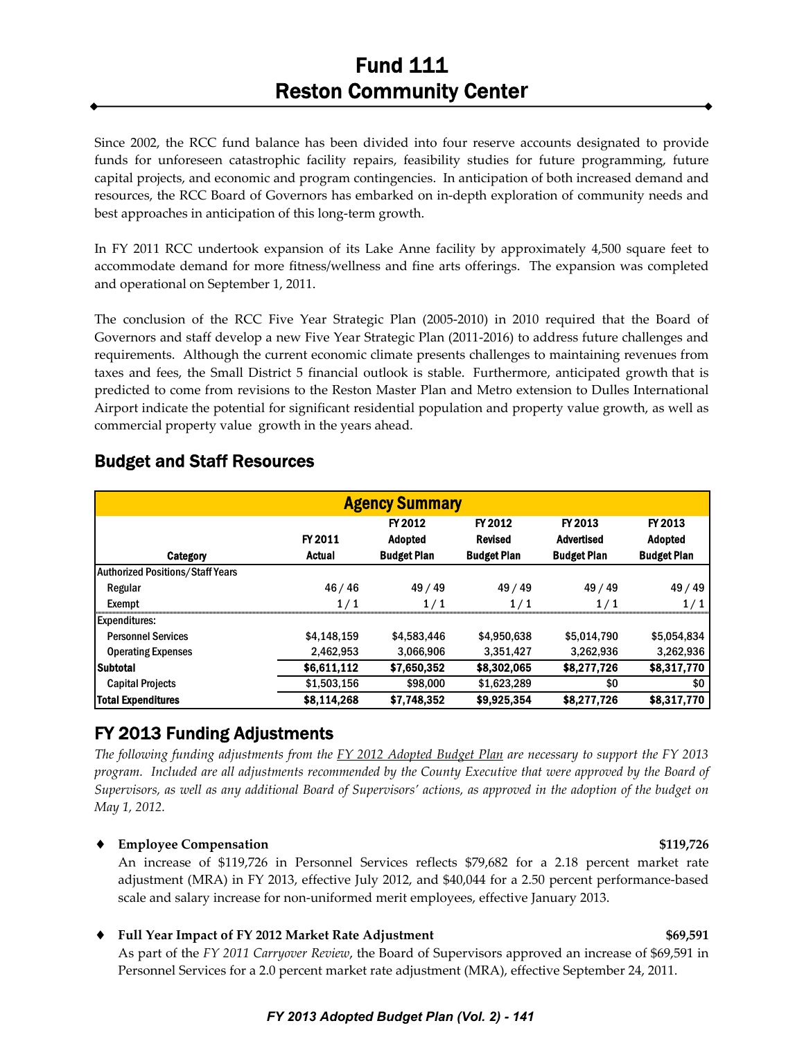# Fund 111
# Reston Community Center

Since 2002, the RCC fund balance has been divided into four reserve accounts designated to provide funds for unforeseen catastrophic facility repairs, feasibility studies for future programming, future capital projects, and economic and program contingencies. In anticipation of both increased demand and resources, the RCC Board of Governors has embarked on in-depth exploration of community needs and best approaches in anticipation of this long-term growth.

In FY 2011 RCC undertook expansion of its Lake Anne facility by approximately 4,500 square feet to accommodate demand for more fitness/wellness and fine arts offerings. The expansion was completed and operational on September 1, 2011.

The conclusion of the RCC Five Year Strategic Plan (2005-2010) in 2010 required that the Board of Governors and staff develop a new Five Year Strategic Plan (2011-2016) to address future challenges and requirements. Although the current economic climate presents challenges to maintaining revenues from taxes and fees, the Small District 5 financial outlook is stable. Furthermore, anticipated growth that is predicted to come from revisions to the Reston Master Plan and Metro extension to Dulles International Airport indicate the potential for significant residential population and property value growth, as well as commercial property value growth in the years ahead.

## Budget and Staff Resources

| Agency Summary | | | | | |
|---|---|---|---|---|---|
| Category | FY 2011 Actual | FY 2012 Adopted Budget Plan | FY 2012 Revised Budget Plan | FY 2013 Advertised Budget Plan | FY 2013 Adopted Budget Plan |
| **Authorized Positions/Staff Years** | | | | | |
| Regular | 46 / 46 | 49 / 49 | 49 / 49 | 49 / 49 | 49 / 49 |
| Exempt | 1 / 1 | 1 / 1 | 1 / 1 | 1 / 1 | 1 / 1 |
| **Expenditures:** | | | | | |
| Personnel Services | $4,148,159 | $4,583,446 | $4,950,638 | $5,014,790 | $5,054,834 |
| Operating Expenses | 2,462,953 | 3,066,906 | 3,351,427 | 3,262,936 | 3,262,936 |
| **Subtotal** | **$6,611,112** | **$7,650,352** | **$8,302,065** | **$8,277,726** | **$8,317,770** |
| Capital Projects | $1,503,156 | $98,000 | $1,623,289 | $0 | $0 |
| **Total Expenditures** | **$8,114,268** | **$7,748,352** | **$9,925,354** | **$8,277,726** | **$8,317,770** |

## FY 2013 Funding Adjustments

*The following funding adjustments from the FY 2012 Adopted Budget Plan are necessary to support the FY 2013 program. Included are all adjustments recommended by the County Executive that were approved by the Board of Supervisors, as well as any additional Board of Supervisors' actions, as approved in the adoption of the budget on May 1, 2012.*

- **Employee Compensation** **$119,726**

  An increase of $119,726 in Personnel Services reflects $79,682 for a 2.18 percent market rate adjustment (MRA) in FY 2013, effective July 2012, and $40,044 for a 2.50 percent performance-based scale and salary increase for non-uniformed merit employees, effective January 2013.

- **Full Year Impact of FY 2012 Market Rate Adjustment** **$69,591**

  As part of the *FY 2011 Carryover Review*, the Board of Supervisors approved an increase of $69,591 in Personnel Services for a 2.0 percent market rate adjustment (MRA), effective September 24, 2011.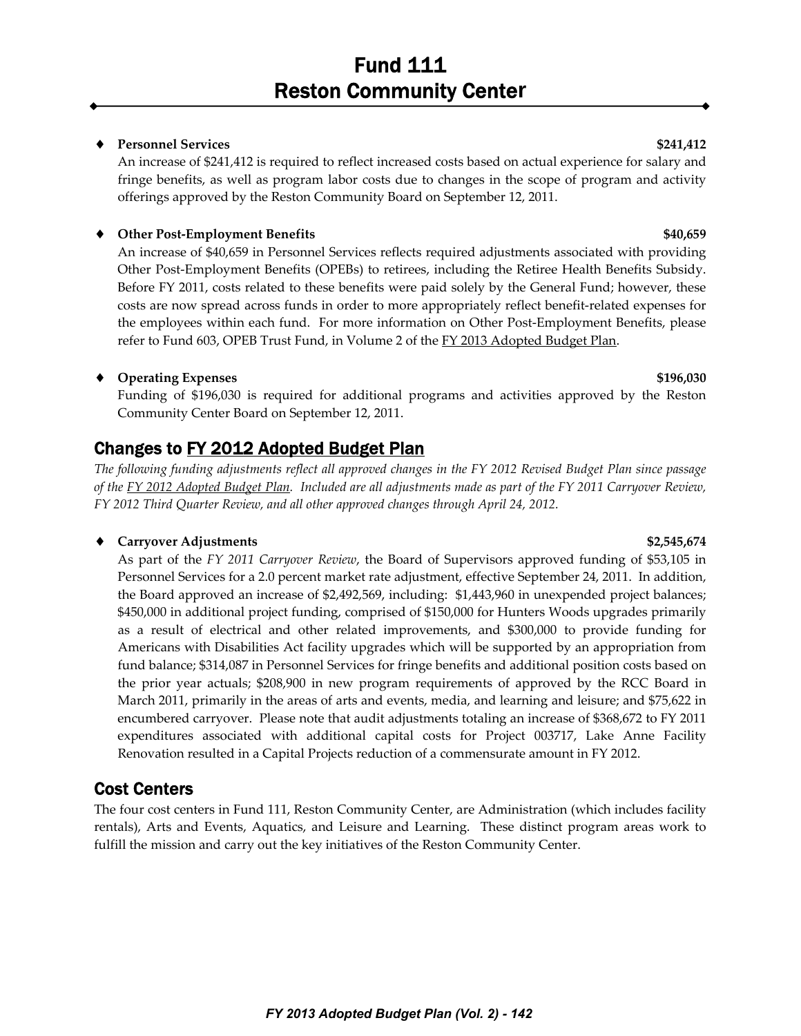- **Personnel Services** **$241,412**
  An increase of $241,412 is required to reflect increased costs based on actual experience for salary and fringe benefits, as well as program labor costs due to changes in the scope of program and activity offerings approved by the Reston Community Board on September 12, 2011.

- **Other Post-Employment Benefits** **$40,659**
  An increase of $40,659 in Personnel Services reflects required adjustments associated with providing Other Post-Employment Benefits (OPEBs) to retirees, including the Retiree Health Benefits Subsidy. Before FY 2011, costs related to these benefits were paid solely by the General Fund; however, these costs are now spread across funds in order to more appropriately reflect benefit-related expenses for the employees within each fund. For more information on Other Post-Employment Benefits, please refer to Fund 603, OPEB Trust Fund, in Volume 2 of the FY 2013 Adopted Budget Plan.

- **Operating Expenses** **$196,030**
  Funding of $196,030 is required for additional programs and activities approved by the Reston Community Center Board on September 12, 2011.

## Changes to FY 2012 Adopted Budget Plan

*The following funding adjustments reflect all approved changes in the FY 2012 Revised Budget Plan since passage of the FY 2012 Adopted Budget Plan. Included are all adjustments made as part of the FY 2011 Carryover Review, FY 2012 Third Quarter Review, and all other approved changes through April 24, 2012.*

- **Carryover Adjustments** **$2,545,674**
  As part of the *FY 2011 Carryover Review*, the Board of Supervisors approved funding of $53,105 in Personnel Services for a 2.0 percent market rate adjustment, effective September 24, 2011. In addition, the Board approved an increase of $2,492,569, including: $1,443,960 in unexpended project balances; $450,000 in additional project funding, comprised of $150,000 for Hunters Woods upgrades primarily as a result of electrical and other related improvements, and $300,000 to provide funding for Americans with Disabilities Act facility upgrades which will be supported by an appropriation from fund balance; $314,087 in Personnel Services for fringe benefits and additional position costs based on the prior year actuals; $208,900 in new program requirements of approved by the RCC Board in March 2011, primarily in the areas of arts and events, media, and learning and leisure; and $75,622 in encumbered carryover. Please note that audit adjustments totaling an increase of $368,672 to FY 2011 expenditures associated with additional capital costs for Project 003717, Lake Anne Facility Renovation resulted in a Capital Projects reduction of a commensurate amount in FY 2012.

## Cost Centers

The four cost centers in Fund 111, Reston Community Center, are Administration (which includes facility rentals), Arts and Events, Aquatics, and Leisure and Learning. These distinct program areas work to fulfill the mission and carry out the key initiatives of the Reston Community Center.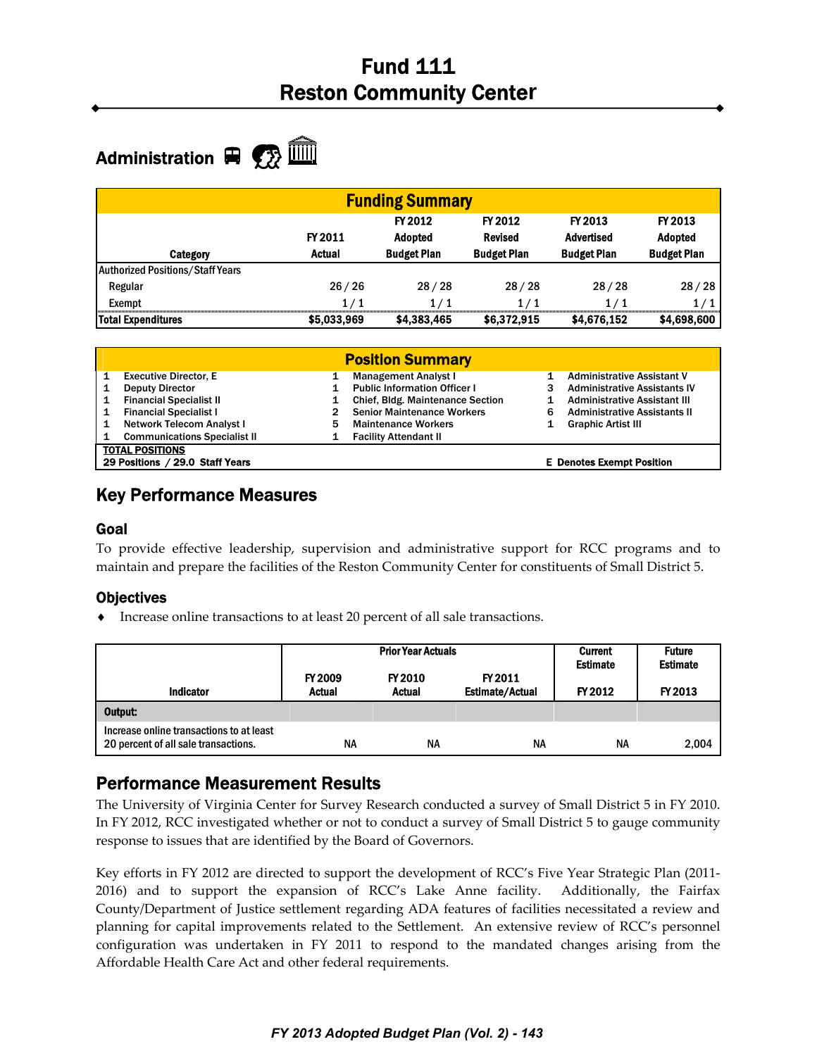# Fund 111
# Reston Community Center

## Administration

| Funding Summary | | | | | |
|---|---|---|---|---|---|
| Category | FY 2011 Actual | FY 2012 Adopted Budget Plan | FY 2012 Revised Budget Plan | FY 2013 Advertised Budget Plan | FY 2013 Adopted Budget Plan |
| Authorized Positions/Staff Years | | | | | |
| Regular | 26 / 26 | 28 / 28 | 28 / 28 | 28 / 28 | 28 / 28 |
| Exempt | 1 / 1 | 1 / 1 | 1 / 1 | 1 / 1 | 1 / 1 |
| **Total Expenditures** | **$5,033,969** | **$4,383,465** | **$6,372,915** | **$4,676,152** | **$4,698,600** |

| Position Summary | | |
|---|---|---|
| 1 Executive Director, E | 1 Management Analyst I | 1 Administrative Assistant V |
| 1 Deputy Director | 1 Public Information Officer I | 3 Administrative Assistants IV |
| 1 Financial Specialist II | 1 Chief, Bldg. Maintenance Section | 1 Administrative Assistant III |
| 1 Financial Specialist I | 2 Senior Maintenance Workers | 6 Administrative Assistants II |
| 1 Network Telecom Analyst I | 5 Maintenance Workers | 1 Graphic Artist III |
| 1 Communications Specialist II | 1 Facility Attendant II | |
| **TOTAL POSITIONS**<br>**29 Positions / 29.0 Staff Years** | | **E Denotes Exempt Position** |

## Key Performance Measures

### Goal

To provide effective leadership, supervision and administrative support for RCC programs and to maintain and prepare the facilities of the Reston Community Center for constituents of Small District 5.

### Objectives

- Increase online transactions to at least 20 percent of all sale transactions.

| Indicator | Prior Year Actuals | | | Current Estimate | Future Estimate |
|---|---|---|---|---|---|
| | FY 2009 Actual | FY 2010 Actual | FY 2011 Estimate/Actual | FY 2012 | FY 2013 |
| **Output:** | | | | | |
| Increase online transactions to at least 20 percent of all sale transactions. | NA | NA | NA | NA | 2,004 |

## Performance Measurement Results

The University of Virginia Center for Survey Research conducted a survey of Small District 5 in FY 2010. In FY 2012, RCC investigated whether or not to conduct a survey of Small District 5 to gauge community response to issues that are identified by the Board of Governors.

Key efforts in FY 2012 are directed to support the development of RCC's Five Year Strategic Plan (2011-2016) and to support the expansion of RCC's Lake Anne facility. Additionally, the Fairfax County/Department of Justice settlement regarding ADA features of facilities necessitated a review and planning for capital improvements related to the Settlement. An extensive review of RCC's personnel configuration was undertaken in FY 2011 to respond to the mandated changes arising from the Affordable Health Care Act and other federal requirements.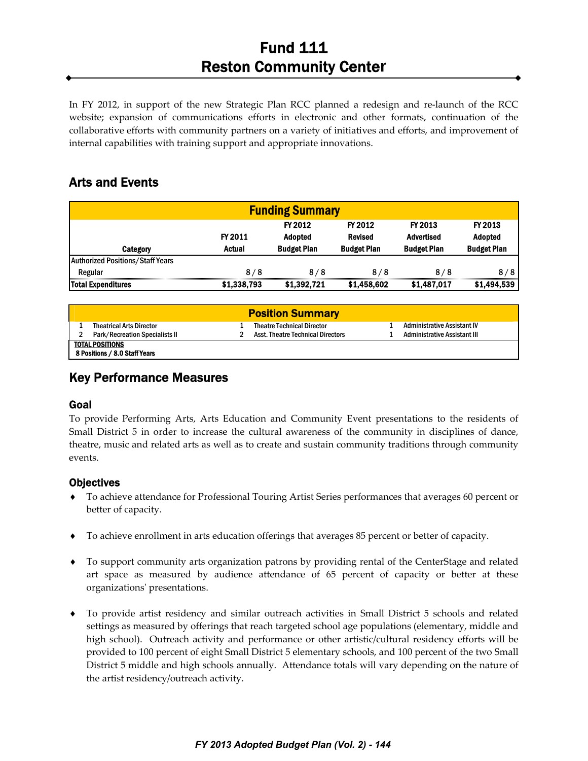# Fund 111
# Reston Community Center

In FY 2012, in support of the new Strategic Plan RCC planned a redesign and re-launch of the RCC website; expansion of communications efforts in electronic and other formats, continuation of the collaborative efforts with community partners on a variety of initiatives and efforts, and improvement of internal capabilities with training support and appropriate innovations.

## Arts and Events

| Funding Summary | | | | | |
|---|---|---|---|---|---|
| Category | FY 2011 Actual | FY 2012 Adopted Budget Plan | FY 2012 Revised Budget Plan | FY 2013 Advertised Budget Plan | FY 2013 Adopted Budget Plan |
| **Authorized Positions/Staff Years** | | | | | |
| Regular | 8 / 8 | 8 / 8 | 8 / 8 | 8 / 8 | 8 / 8 |
| **Total Expenditures** | **$1,338,793** | **$1,392,721** | **$1,458,602** | **$1,487,017** | **$1,494,539** |

| Position Summary | | |
|---|---|---|
| 1 Theatrical Arts Director | 1 Theatre Technical Director | 1 Administrative Assistant IV |
| 2 Park/Recreation Specialists II | 2 Asst. Theatre Technical Directors | 1 Administrative Assistant III |
| **TOTAL POSITIONS**<br>8 Positions / 8.0 Staff Years | | |

## Key Performance Measures

### Goal

To provide Performing Arts, Arts Education and Community Event presentations to the residents of Small District 5 in order to increase the cultural awareness of the community in disciplines of dance, theatre, music and related arts as well as to create and sustain community traditions through community events.

### Objectives

- To achieve attendance for Professional Touring Artist Series performances that averages 60 percent or better of capacity.
- To achieve enrollment in arts education offerings that averages 85 percent or better of capacity.
- To support community arts organization patrons by providing rental of the CenterStage and related art space as measured by audience attendance of 65 percent of capacity or better at these organizations' presentations.
- To provide artist residency and similar outreach activities in Small District 5 schools and related settings as measured by offerings that reach targeted school age populations (elementary, middle and high school). Outreach activity and performance or other artistic/cultural residency efforts will be provided to 100 percent of eight Small District 5 elementary schools, and 100 percent of the two Small District 5 middle and high schools annually. Attendance totals will vary depending on the nature of the artist residency/outreach activity.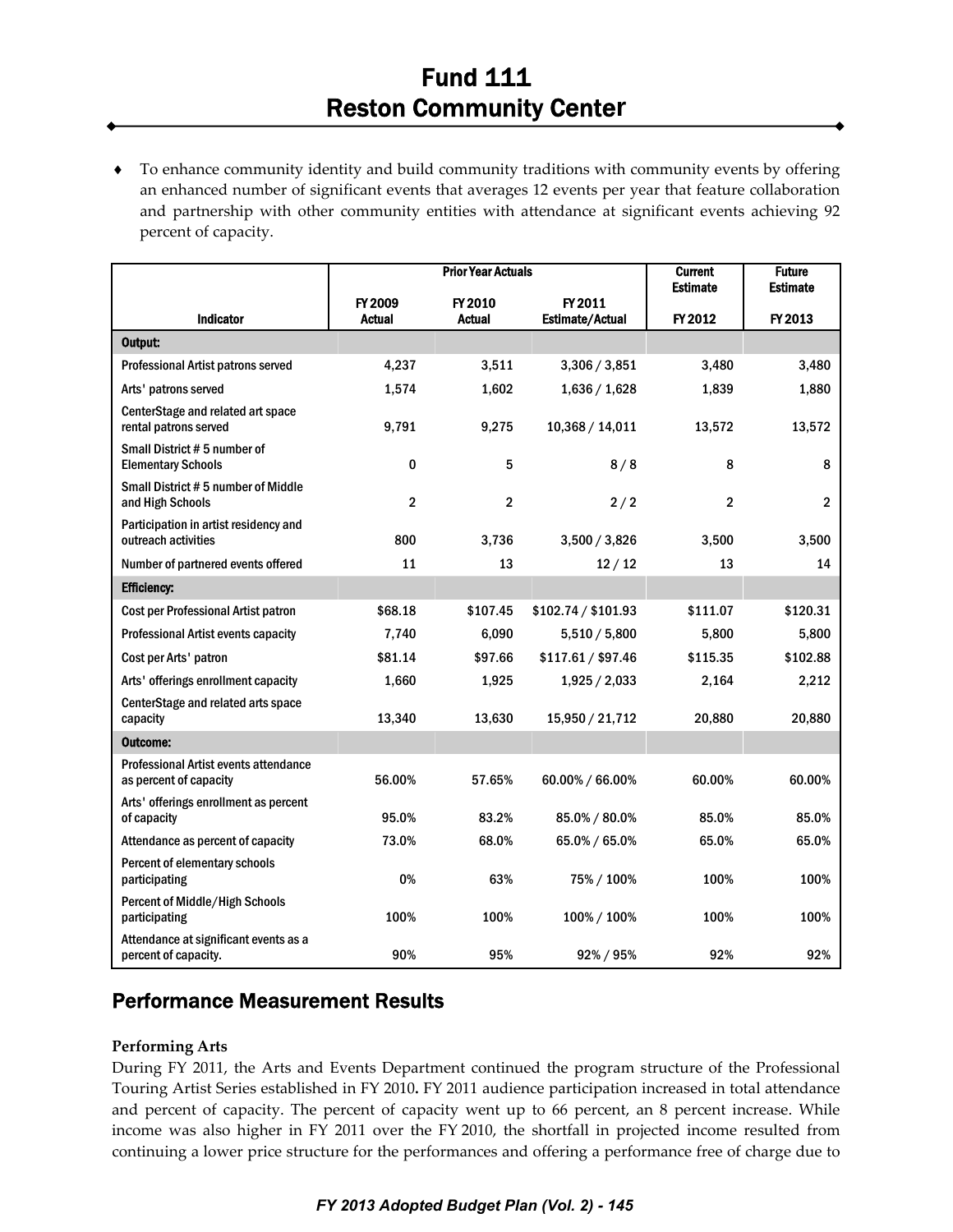# Fund 111
# Reston Community Center

- To enhance community identity and build community traditions with community events by offering an enhanced number of significant events that averages 12 events per year that feature collaboration and partnership with other community entities with attendance at significant events achieving 92 percent of capacity.

| | Prior Year Actuals | | | Current Estimate | Future Estimate |
|---|---|---|---|---|---|
| Indicator | FY 2009 Actual | FY 2010 Actual | FY 2011 Estimate/Actual | FY 2012 | FY 2013 |
| **Output:** | | | | | |
| Professional Artist patrons served | 4,237 | 3,511 | 3,306 / 3,851 | 3,480 | 3,480 |
| Arts' patrons served | 1,574 | 1,602 | 1,636 / 1,628 | 1,839 | 1,880 |
| CenterStage and related art space rental patrons served | 9,791 | 9,275 | 10,368 / 14,011 | 13,572 | 13,572 |
| Small District # 5 number of Elementary Schools | 0 | 5 | 8 / 8 | 8 | 8 |
| Small District # 5 number of Middle and High Schools | 2 | 2 | 2 / 2 | 2 | 2 |
| Participation in artist residency and outreach activities | 800 | 3,736 | 3,500 / 3,826 | 3,500 | 3,500 |
| Number of partnered events offered | 11 | 13 | 12 / 12 | 13 | 14 |
| **Efficiency:** | | | | | |
| Cost per Professional Artist patron | $68.18 | $107.45 | $102.74 / $101.93 | $111.07 | $120.31 |
| Professional Artist events capacity | 7,740 | 6,090 | 5,510 / 5,800 | 5,800 | 5,800 |
| Cost per Arts' patron | $81.14 | $97.66 | $117.61 / $97.46 | $115.35 | $102.88 |
| Arts' offerings enrollment capacity | 1,660 | 1,925 | 1,925 / 2,033 | 2,164 | 2,212 |
| CenterStage and related arts space capacity | 13,340 | 13,630 | 15,950 / 21,712 | 20,880 | 20,880 |
| **Outcome:** | | | | | |
| Professional Artist events attendance as percent of capacity | 56.00% | 57.65% | 60.00% / 66.00% | 60.00% | 60.00% |
| Arts' offerings enrollment as percent of capacity | 95.0% | 83.2% | 85.0% / 80.0% | 85.0% | 85.0% |
| Attendance as percent of capacity | 73.0% | 68.0% | 65.0% / 65.0% | 65.0% | 65.0% |
| Percent of elementary schools participating | 0% | 63% | 75% / 100% | 100% | 100% |
| Percent of Middle/High Schools participating | 100% | 100% | 100% / 100% | 100% | 100% |
| Attendance at significant events as a percent of capacity. | 90% | 95% | 92% / 95% | 92% | 92% |

## Performance Measurement Results

**Performing Arts**

During FY 2011, the Arts and Events Department continued the program structure of the Professional Touring Artist Series established in FY 2010**.** FY 2011 audience participation increased in total attendance and percent of capacity. The percent of capacity went up to 66 percent, an 8 percent increase. While income was also higher in FY 2011 over the FY 2010, the shortfall in projected income resulted from continuing a lower price structure for the performances and offering a performance free of charge due to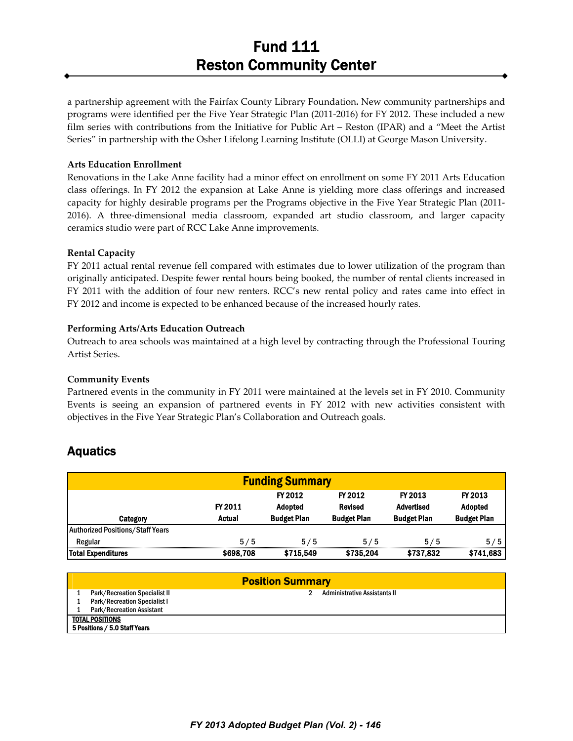a partnership agreement with the Fairfax County Library Foundation**.** New community partnerships and programs were identified per the Five Year Strategic Plan (2011-2016) for FY 2012. These included a new film series with contributions from the Initiative for Public Art – Reston (IPAR) and a "Meet the Artist Series" in partnership with the Osher Lifelong Learning Institute (OLLI) at George Mason University.

**Arts Education Enrollment**

Renovations in the Lake Anne facility had a minor effect on enrollment on some FY 2011 Arts Education class offerings. In FY 2012 the expansion at Lake Anne is yielding more class offerings and increased capacity for highly desirable programs per the Programs objective in the Five Year Strategic Plan (2011-2016). A three-dimensional media classroom, expanded art studio classroom, and larger capacity ceramics studio were part of RCC Lake Anne improvements.

**Rental Capacity**

FY 2011 actual rental revenue fell compared with estimates due to lower utilization of the program than originally anticipated. Despite fewer rental hours being booked, the number of rental clients increased in FY 2011 with the addition of four new renters. RCC's new rental policy and rates came into effect in FY 2012 and income is expected to be enhanced because of the increased hourly rates.

**Performing Arts/Arts Education Outreach**

Outreach to area schools was maintained at a high level by contracting through the Professional Touring Artist Series.

**Community Events**

Partnered events in the community in FY 2011 were maintained at the levels set in FY 2010. Community Events is seeing an expansion of partnered events in FY 2012 with new activities consistent with objectives in the Five Year Strategic Plan's Collaboration and Outreach goals.

## Aquatics

**Funding Summary**

| Category | FY 2011 Actual | FY 2012 Adopted Budget Plan | FY 2012 Revised Budget Plan | FY 2013 Advertised Budget Plan | FY 2013 Adopted Budget Plan |
|---|---|---|---|---|---|
| **Authorized Positions/Staff Years** | | | | | |
| Regular | 5 / 5 | 5 / 5 | 5 / 5 | 5 / 5 | 5 / 5 |
| **Total Expenditures** | **$698,708** | **$715,549** | **$735,204** | **$737,832** | **$741,683** |

**Position Summary**

| | |
|---|---|
| 1 Park/Recreation Specialist II | 2 Administrative Assistants II |
| 1 Park/Recreation Specialist I | |
| 1 Park/Recreation Assistant | |

**TOTAL POSITIONS**
**5 Positions / 5.0 Staff Years**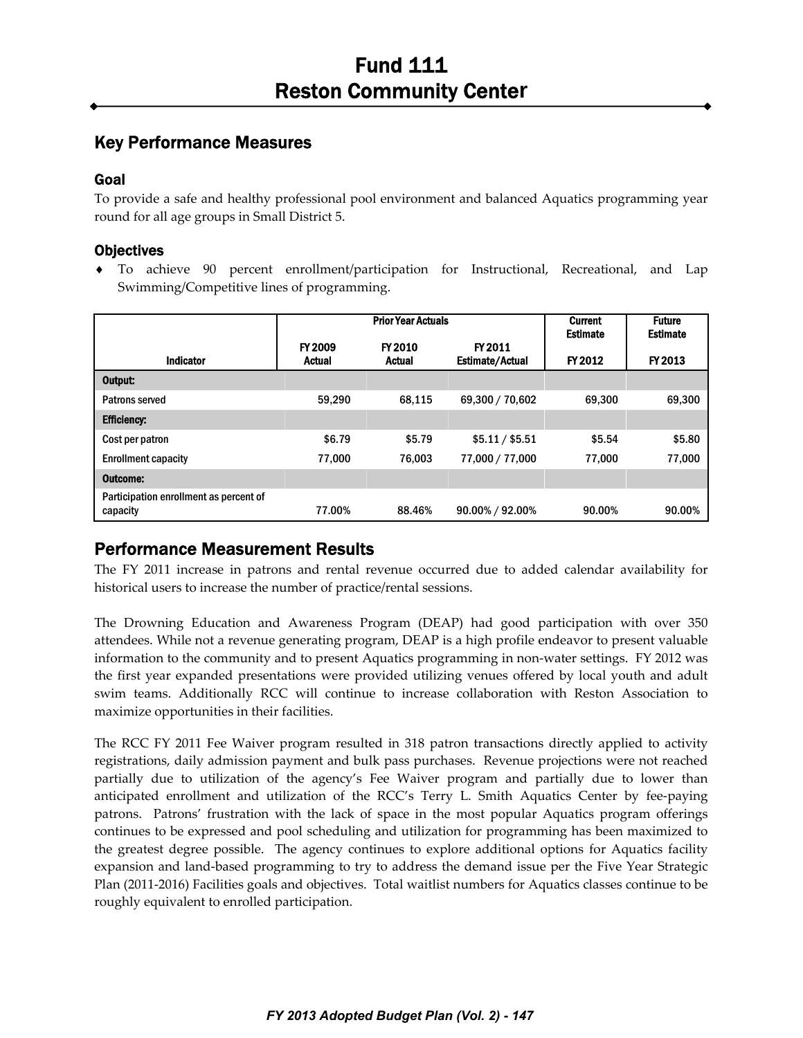# Fund 111
# Reston Community Center

## Key Performance Measures

### Goal

To provide a safe and healthy professional pool environment and balanced Aquatics programming year round for all age groups in Small District 5.

### Objectives

- To achieve 90 percent enrollment/participation for Instructional, Recreational, and Lap Swimming/Competitive lines of programming.

| | Prior Year Actuals | | | Current Estimate | Future Estimate |
|---|---|---|---|---|---|
| Indicator | FY 2009 Actual | FY 2010 Actual | FY 2011 Estimate/Actual | FY 2012 | FY 2013 |
| **Output:** | | | | | |
| Patrons served | 59,290 | 68,115 | 69,300 / 70,602 | 69,300 | 69,300 |
| **Efficiency:** | | | | | |
| Cost per patron | $6.79 | $5.79 | $5.11 / $5.51 | $5.54 | $5.80 |
| Enrollment capacity | 77,000 | 76,003 | 77,000 / 77,000 | 77,000 | 77,000 |
| **Outcome:** | | | | | |
| Participation enrollment as percent of capacity | 77.00% | 88.46% | 90.00% / 92.00% | 90.00% | 90.00% |

## Performance Measurement Results

The FY 2011 increase in patrons and rental revenue occurred due to added calendar availability for historical users to increase the number of practice/rental sessions.

The Drowning Education and Awareness Program (DEAP) had good participation with over 350 attendees. While not a revenue generating program, DEAP is a high profile endeavor to present valuable information to the community and to present Aquatics programming in non-water settings. FY 2012 was the first year expanded presentations were provided utilizing venues offered by local youth and adult swim teams. Additionally RCC will continue to increase collaboration with Reston Association to maximize opportunities in their facilities.

The RCC FY 2011 Fee Waiver program resulted in 318 patron transactions directly applied to activity registrations, daily admission payment and bulk pass purchases. Revenue projections were not reached partially due to utilization of the agency's Fee Waiver program and partially due to lower than anticipated enrollment and utilization of the RCC's Terry L. Smith Aquatics Center by fee-paying patrons. Patrons' frustration with the lack of space in the most popular Aquatics program offerings continues to be expressed and pool scheduling and utilization for programming has been maximized to the greatest degree possible. The agency continues to explore additional options for Aquatics facility expansion and land-based programming to try to address the demand issue per the Five Year Strategic Plan (2011-2016) Facilities goals and objectives. Total waitlist numbers for Aquatics classes continue to be roughly equivalent to enrolled participation.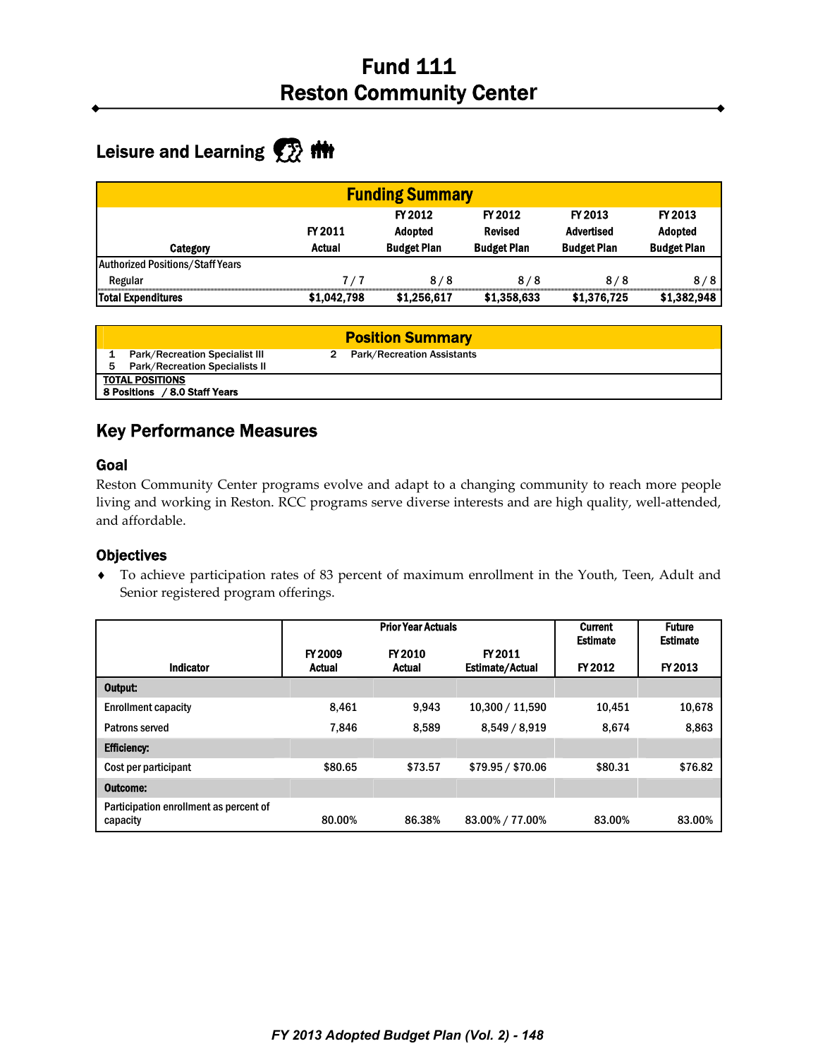# Fund 111
# Reston Community Center

## Leisure and Learning

| Funding Summary | | | | | |
|---|---|---|---|---|---|
| Category | FY 2011 Actual | FY 2012 Adopted Budget Plan | FY 2012 Revised Budget Plan | FY 2013 Advertised Budget Plan | FY 2013 Adopted Budget Plan |
| Authorized Positions/Staff Years | | | | | |
| Regular | 7 / 7 | 8 / 8 | 8 / 8 | 8 / 8 | 8 / 8 |
| **Total Expenditures** | **$1,042,798** | **$1,256,617** | **$1,358,633** | **$1,376,725** | **$1,382,948** |

| Position Summary | |
|---|---|
| 1 Park/Recreation Specialist III | 2 Park/Recreation Assistants |
| 5 Park/Recreation Specialists II | |
| **TOTAL POSITIONS** | |
| **8 Positions / 8.0 Staff Years** | |

## Key Performance Measures

### Goal

Reston Community Center programs evolve and adapt to a changing community to reach more people living and working in Reston. RCC programs serve diverse interests and are high quality, well-attended, and affordable.

### Objectives

- To achieve participation rates of 83 percent of maximum enrollment in the Youth, Teen, Adult and Senior registered program offerings.

| Indicator | Prior Year Actuals | | | Current Estimate | Future Estimate |
|---|---|---|---|---|---|
| | FY 2009 Actual | FY 2010 Actual | FY 2011 Estimate/Actual | FY 2012 | FY 2013 |
| **Output:** | | | | | |
| Enrollment capacity | 8,461 | 9,943 | 10,300 / 11,590 | 10,451 | 10,678 |
| Patrons served | 7,846 | 8,589 | 8,549 / 8,919 | 8,674 | 8,863 |
| **Efficiency:** | | | | | |
| Cost per participant | $80.65 | $73.57 | $79.95 / $70.06 | $80.31 | $76.82 |
| **Outcome:** | | | | | |
| Participation enrollment as percent of capacity | 80.00% | 86.38% | 83.00% / 77.00% | 83.00% | 83.00% |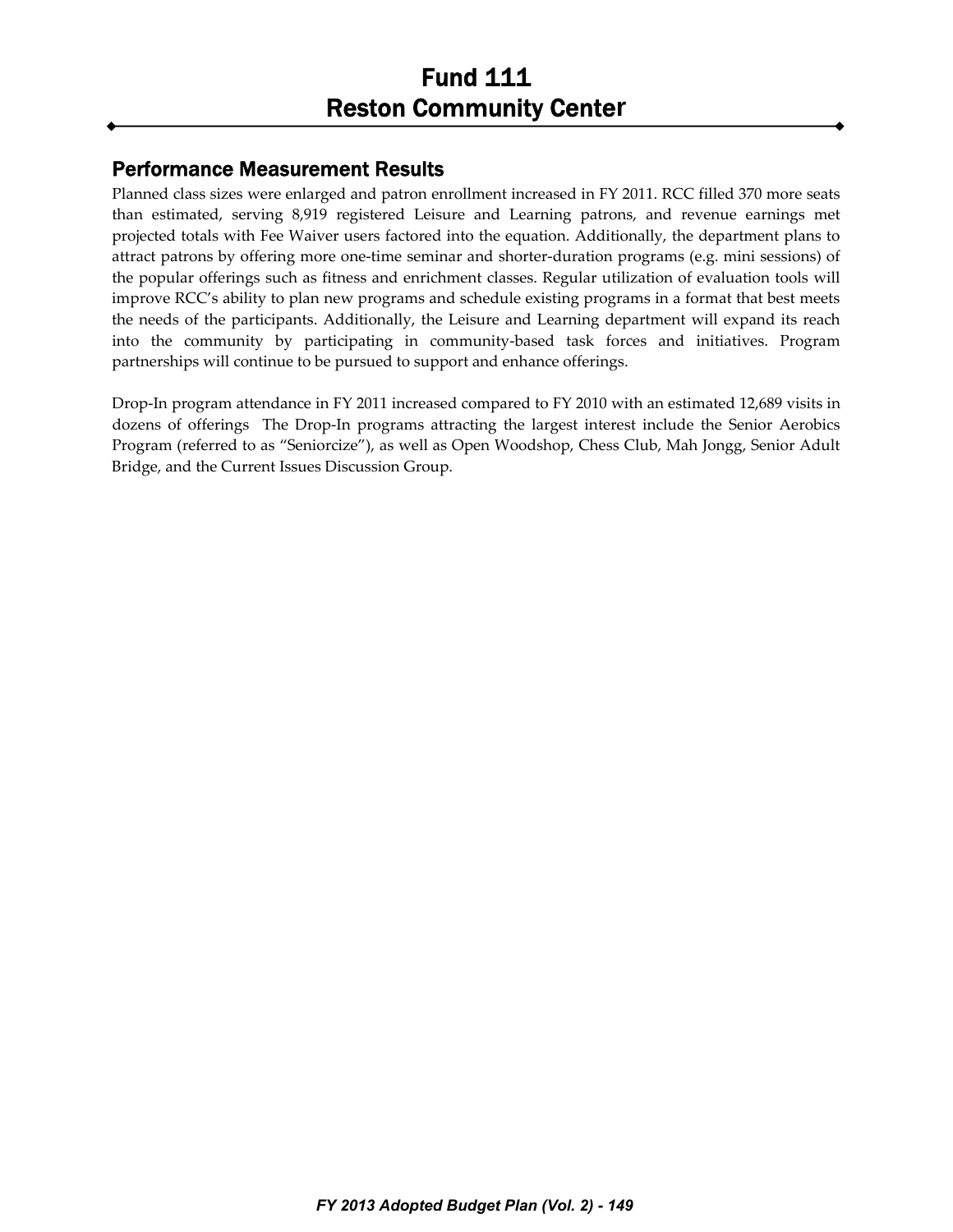# Fund 111
# Reston Community Center

## Performance Measurement Results

Planned class sizes were enlarged and patron enrollment increased in FY 2011. RCC filled 370 more seats than estimated, serving 8,919 registered Leisure and Learning patrons, and revenue earnings met projected totals with Fee Waiver users factored into the equation. Additionally, the department plans to attract patrons by offering more one-time seminar and shorter-duration programs (e.g. mini sessions) of the popular offerings such as fitness and enrichment classes. Regular utilization of evaluation tools will improve RCC's ability to plan new programs and schedule existing programs in a format that best meets the needs of the participants. Additionally, the Leisure and Learning department will expand its reach into the community by participating in community-based task forces and initiatives. Program partnerships will continue to be pursued to support and enhance offerings.

Drop-In program attendance in FY 2011 increased compared to FY 2010 with an estimated 12,689 visits in dozens of offerings The Drop-In programs attracting the largest interest include the Senior Aerobics Program (referred to as "Seniorcize"), as well as Open Woodshop, Chess Club, Mah Jongg, Senior Adult Bridge, and the Current Issues Discussion Group.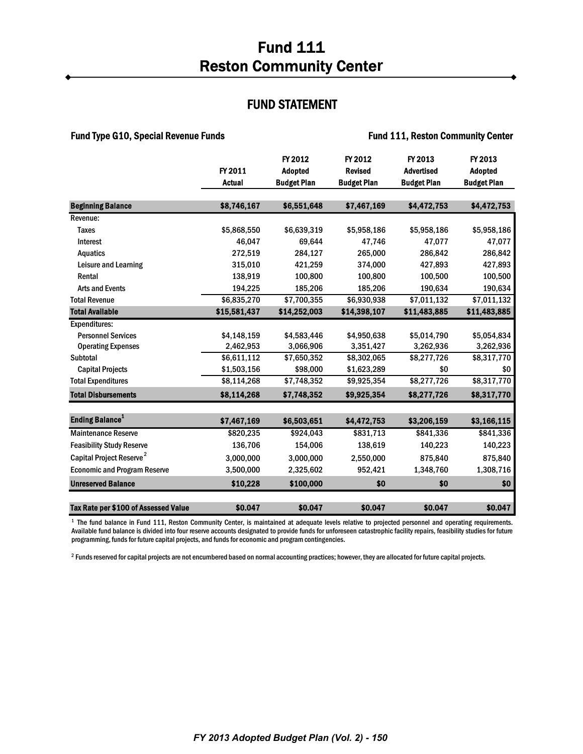# Fund 111
# Reston Community Center

## FUND STATEMENT

**Fund Type G10, Special Revenue Funds** | **Fund 111, Reston Community Center**

| | FY 2011 Actual | FY 2012 Adopted Budget Plan | FY 2012 Revised Budget Plan | FY 2013 Advertised Budget Plan | FY 2013 Adopted Budget Plan |
|---|---|---|---|---|---|
| **Beginning Balance** | **$8,746,167** | **$6,551,648** | **$7,467,169** | **$4,472,753** | **$4,472,753** |
| Revenue: | | | | | |
| Taxes | $5,868,550 | $6,639,319 | $5,958,186 | $5,958,186 | $5,958,186 |
| Interest | 46,047 | 69,644 | 47,746 | 47,077 | 47,077 |
| Aquatics | 272,519 | 284,127 | 265,000 | 286,842 | 286,842 |
| Leisure and Learning | 315,010 | 421,259 | 374,000 | 427,893 | 427,893 |
| Rental | 138,919 | 100,800 | 100,800 | 100,500 | 100,500 |
| Arts and Events | 194,225 | 185,206 | 185,206 | 190,634 | 190,634 |
| Total Revenue | $6,835,270 | $7,700,355 | $6,930,938 | $7,011,132 | $7,011,132 |
| **Total Available** | **$15,581,437** | **$14,252,003** | **$14,398,107** | **$11,483,885** | **$11,483,885** |
| Expenditures: | | | | | |
| Personnel Services | $4,148,159 | $4,583,446 | $4,950,638 | $5,014,790 | $5,054,834 |
| Operating Expenses | 2,462,953 | 3,066,906 | 3,351,427 | 3,262,936 | 3,262,936 |
| Subtotal | $6,611,112 | $7,650,352 | $8,302,065 | $8,277,726 | $8,317,770 |
| Capital Projects | $1,503,156 | $98,000 | $1,623,289 | $0 | $0 |
| Total Expenditures | $8,114,268 | $7,748,352 | $9,925,354 | $8,277,726 | $8,317,770 |
| **Total Disbursements** | **$8,114,268** | **$7,748,352** | **$9,925,354** | **$8,277,726** | **$8,317,770** |
| **Ending Balance**[1] | **$7,467,169** | **$6,503,651** | **$4,472,753** | **$3,206,159** | **$3,166,115** |
| Maintenance Reserve | $820,235 | $924,043 | $831,713 | $841,336 | $841,336 |
| Feasibility Study Reserve | 136,706 | 154,006 | 138,619 | 140,223 | 140,223 |
| Capital Project Reserve[2] | 3,000,000 | 3,000,000 | 2,550,000 | 875,840 | 875,840 |
| Economic and Program Reserve | 3,500,000 | 2,325,602 | 952,421 | 1,348,760 | 1,308,716 |
| **Unreserved Balance** | **$10,228** | **$100,000** | **$0** | **$0** | **$0** |
| **Tax Rate per $100 of Assessed Value** | **$0.047** | **$0.047** | **$0.047** | **$0.047** | **$0.047** |

[1] The fund balance in Fund 111, Reston Community Center, is maintained at adequate levels relative to projected personnel and operating requirements. Available fund balance is divided into four reserve accounts designated to provide funds for unforeseen catastrophic facility repairs, feasibility studies for future programming, funds for future capital projects, and funds for economic and program contingencies.

[2] Funds reserved for capital projects are not encumbered based on normal accounting practices; however, they are allocated for future capital projects.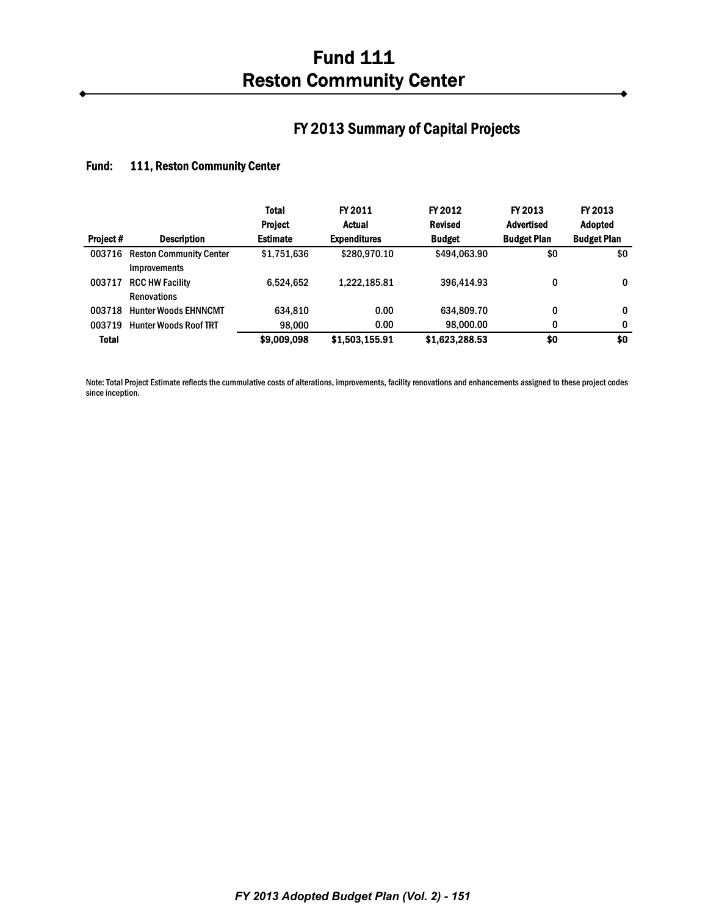# Fund 111
# Reston Community Center

## FY 2013 Summary of Capital Projects

**Fund: 111, Reston Community Center**

| Project # | Description | Total Project Estimate | FY 2011 Actual Expenditures | FY 2012 Revised Budget | FY 2013 Advertised Budget Plan | FY 2013 Adopted Budget Plan |
|---|---|---|---|---|---|---|
| 003716 | Reston Community Center Improvements | $1,751,636 | $280,970.10 | $494,063.90 | $0 | $0 |
| 003717 | RCC HW Facility Renovations | 6,524,652 | 1,222,185.81 | 396,414.93 | 0 | 0 |
| 003718 | Hunter Woods EHNNCMT | 634,810 | 0.00 | 634,809.70 | 0 | 0 |
| 003719 | Hunter Woods Roof TRT | 98,000 | 0.00 | 98,000.00 | 0 | 0 |
| **Total** | | **$9,009,098** | **$1,503,155.91** | **$1,623,288.53** | **$0** | **$0** |

Note: Total Project Estimate reflects the cummulative costs of alterations, improvements, facility renovations and enhancements assigned to these project codes since inception.